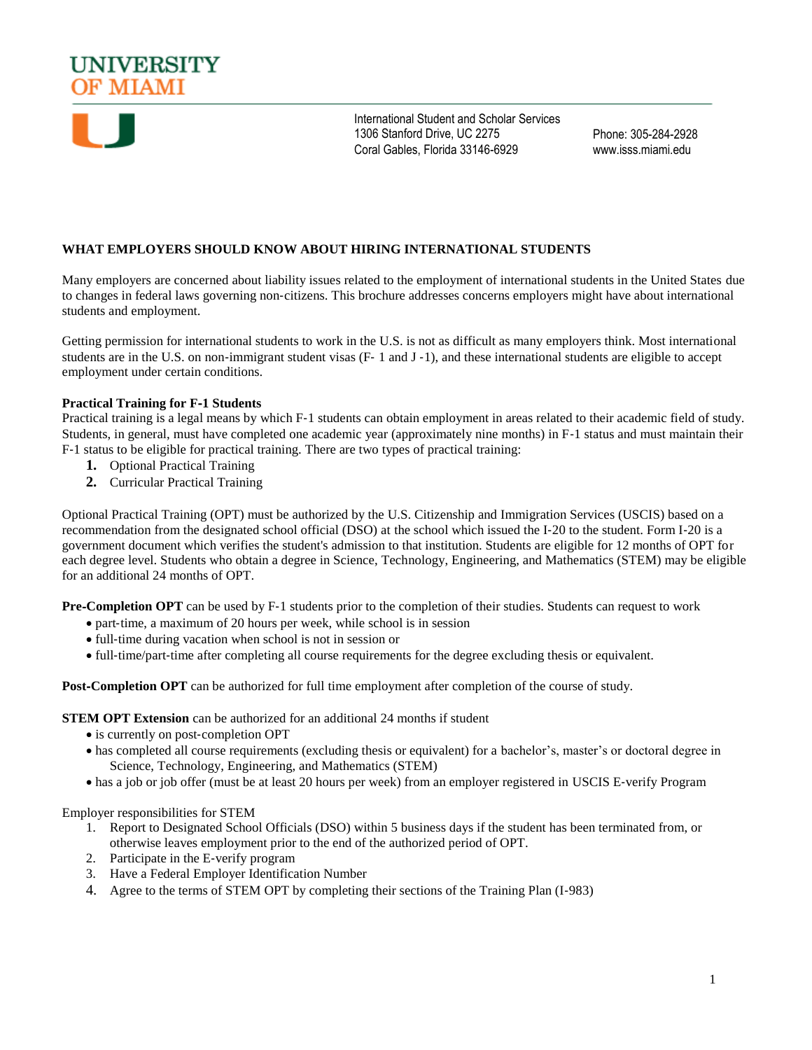# UNIVERSITY OF MIAMI

International Student and Scholar Services
1306 Stanford Drive, UC 2275
Coral Gables, Florida 33146-6929

Phone: 305-284-2928
www.isss.miami.edu

## WHAT EMPLOYERS SHOULD KNOW ABOUT HIRING INTERNATIONAL STUDENTS

Many employers are concerned about liability issues related to the employment of international students in the United States due to changes in federal laws governing non-citizens. This brochure addresses concerns employers might have about international students and employment.

Getting permission for international students to work in the U.S. is not as difficult as many employers think. Most international students are in the U.S. on non-immigrant student visas (F- 1 and J -1), and these international students are eligible to accept employment under certain conditions.

### Practical Training for F-1 Students

Practical training is a legal means by which F-1 students can obtain employment in areas related to their academic field of study. Students, in general, must have completed one academic year (approximately nine months) in F-1 status and must maintain their F-1 status to be eligible for practical training. There are two types of practical training:

1. Optional Practical Training
2. Curricular Practical Training

Optional Practical Training (OPT) must be authorized by the U.S. Citizenship and Immigration Services (USCIS) based on a recommendation from the designated school official (DSO) at the school which issued the I-20 to the student. Form I-20 is a government document which verifies the student's admission to that institution. Students are eligible for 12 months of OPT for each degree level. Students who obtain a degree in Science, Technology, Engineering, and Mathematics (STEM) may be eligible for an additional 24 months of OPT.

**Pre-Completion OPT** can be used by F-1 students prior to the completion of their studies. Students can request to work

- part-time, a maximum of 20 hours per week, while school is in session
- full-time during vacation when school is not in session or
- full-time/part-time after completing all course requirements for the degree excluding thesis or equivalent.

**Post-Completion OPT** can be authorized for full time employment after completion of the course of study.

**STEM OPT Extension** can be authorized for an additional 24 months if student

- is currently on post-completion OPT
- has completed all course requirements (excluding thesis or equivalent) for a bachelor's, master's or doctoral degree in Science, Technology, Engineering, and Mathematics (STEM)
- has a job or job offer (must be at least 20 hours per week) from an employer registered in USCIS E-verify Program

Employer responsibilities for STEM

1. Report to Designated School Officials (DSO) within 5 business days if the student has been terminated from, or otherwise leaves employment prior to the end of the authorized period of OPT.
2. Participate in the E-verify program
3. Have a Federal Employer Identification Number
4. Agree to the terms of STEM OPT by completing their sections of the Training Plan (I-983)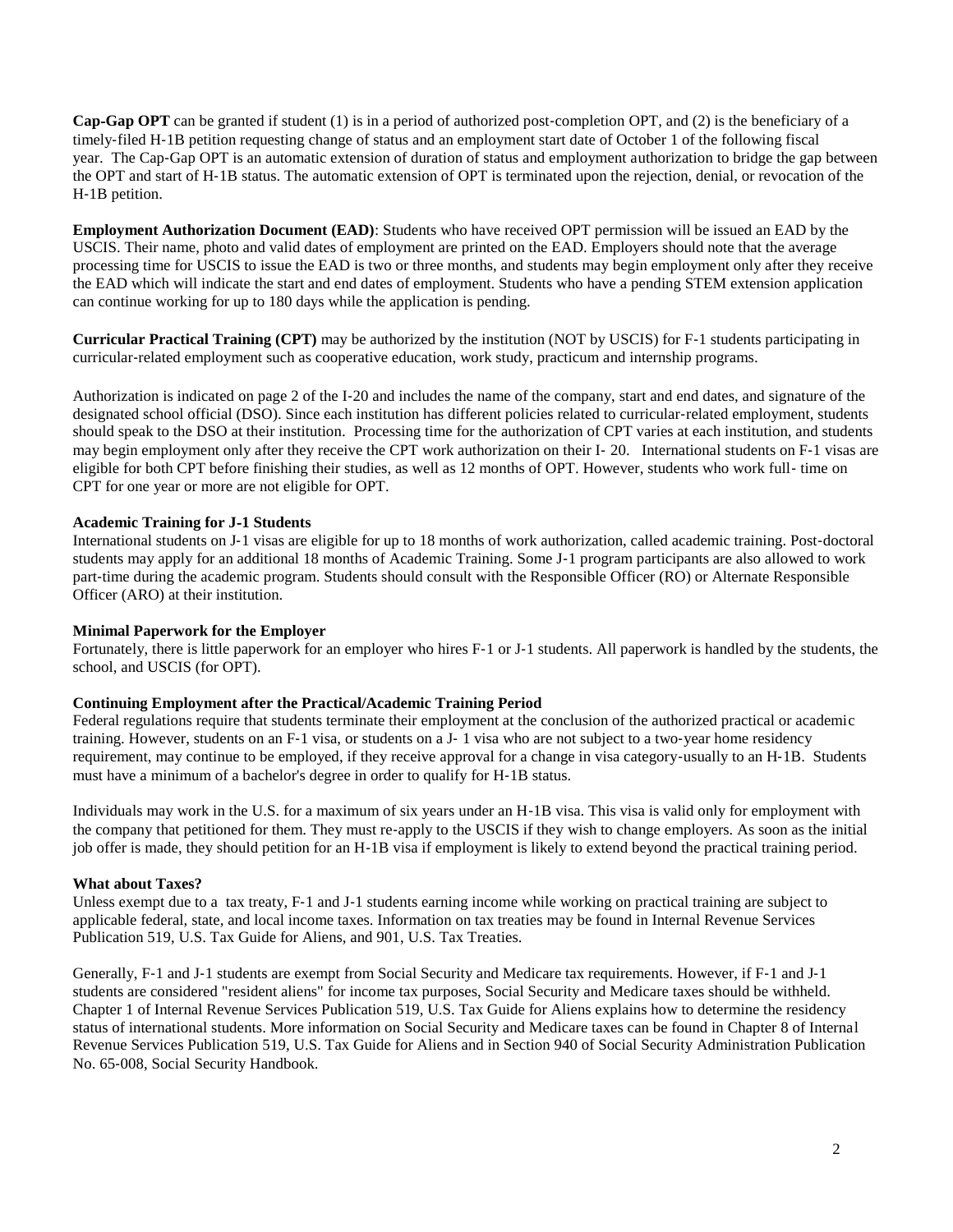**Cap-Gap OPT** can be granted if student (1) is in a period of authorized post-completion OPT, and (2) is the beneficiary of a timely-filed H-1B petition requesting change of status and an employment start date of October 1 of the following fiscal year. The Cap-Gap OPT is an automatic extension of duration of status and employment authorization to bridge the gap between the OPT and start of H-1B status. The automatic extension of OPT is terminated upon the rejection, denial, or revocation of the H-1B petition.

**Employment Authorization Document (EAD)**: Students who have received OPT permission will be issued an EAD by the USCIS. Their name, photo and valid dates of employment are printed on the EAD. Employers should note that the average processing time for USCIS to issue the EAD is two or three months, and students may begin employment only after they receive the EAD which will indicate the start and end dates of employment. Students who have a pending STEM extension application can continue working for up to 180 days while the application is pending.

**Curricular Practical Training (CPT)** may be authorized by the institution (NOT by USCIS) for F-1 students participating in curricular-related employment such as cooperative education, work study, practicum and internship programs.

Authorization is indicated on page 2 of the I-20 and includes the name of the company, start and end dates, and signature of the designated school official (DSO). Since each institution has different policies related to curricular-related employment, students should speak to the DSO at their institution. Processing time for the authorization of CPT varies at each institution, and students may begin employment only after they receive the CPT work authorization on their I- 20. International students on F-1 visas are eligible for both CPT before finishing their studies, as well as 12 months of OPT. However, students who work full- time on CPT for one year or more are not eligible for OPT.

**Academic Training for J-1 Students**

International students on J-1 visas are eligible for up to 18 months of work authorization, called academic training. Post-doctoral students may apply for an additional 18 months of Academic Training. Some J-1 program participants are also allowed to work part-time during the academic program. Students should consult with the Responsible Officer (RO) or Alternate Responsible Officer (ARO) at their institution.

**Minimal Paperwork for the Employer**

Fortunately, there is little paperwork for an employer who hires F-1 or J-1 students. All paperwork is handled by the students, the school, and USCIS (for OPT).

**Continuing Employment after the Practical/Academic Training Period**

Federal regulations require that students terminate their employment at the conclusion of the authorized practical or academic training. However, students on an F-1 visa, or students on a J- 1 visa who are not subject to a two-year home residency requirement, may continue to be employed, if they receive approval for a change in visa category-usually to an H-1B. Students must have a minimum of a bachelor's degree in order to qualify for H-1B status.

Individuals may work in the U.S. for a maximum of six years under an H-1B visa. This visa is valid only for employment with the company that petitioned for them. They must re-apply to the USCIS if they wish to change employers. As soon as the initial job offer is made, they should petition for an H-1B visa if employment is likely to extend beyond the practical training period.

**What about Taxes?**

Unless exempt due to a tax treaty, F-1 and J-1 students earning income while working on practical training are subject to applicable federal, state, and local income taxes. Information on tax treaties may be found in Internal Revenue Services Publication 519, U.S. Tax Guide for Aliens, and 901, U.S. Tax Treaties.

Generally, F-1 and J-1 students are exempt from Social Security and Medicare tax requirements. However, if F-1 and J-1 students are considered "resident aliens" for income tax purposes, Social Security and Medicare taxes should be withheld. Chapter 1 of Internal Revenue Services Publication 519, U.S. Tax Guide for Aliens explains how to determine the residency status of international students. More information on Social Security and Medicare taxes can be found in Chapter 8 of Internal Revenue Services Publication 519, U.S. Tax Guide for Aliens and in Section 940 of Social Security Administration Publication No. 65-008, Social Security Handbook.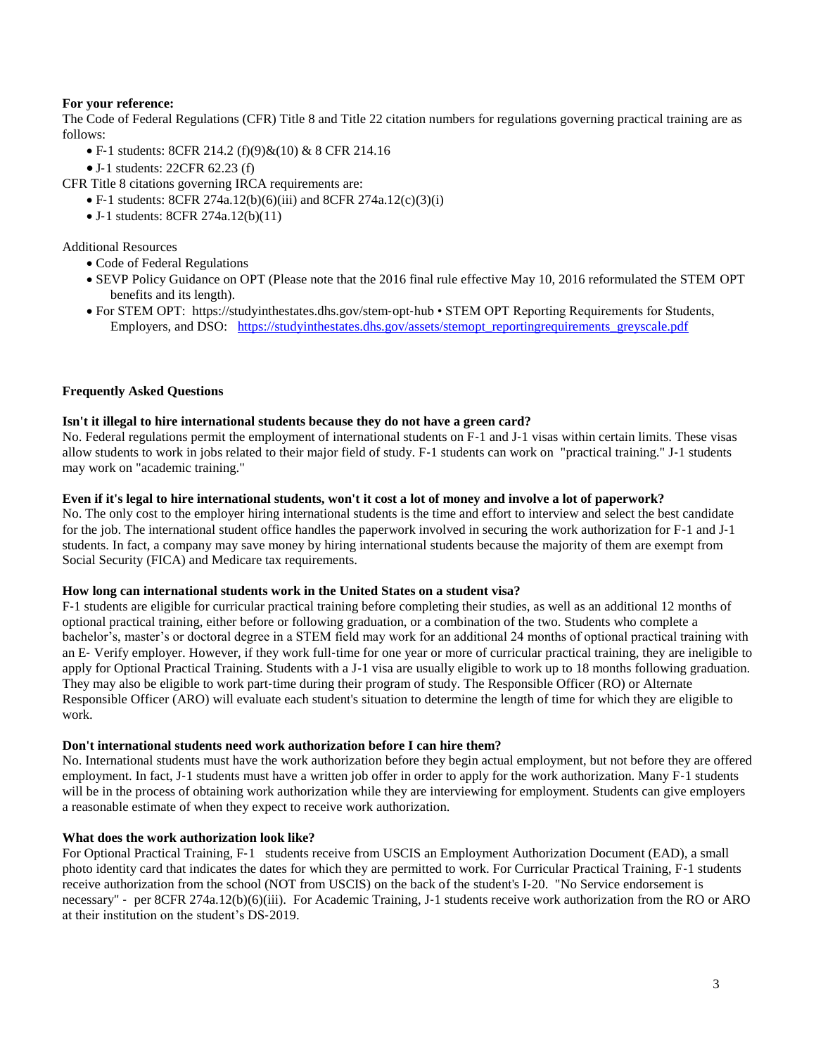**For your reference:**

The Code of Federal Regulations (CFR) Title 8 and Title 22 citation numbers for regulations governing practical training are as follows:

- F-1 students: 8CFR 214.2 (f)(9)&(10) & 8 CFR 214.16
- J-1 students: 22CFR 62.23 (f)

CFR Title 8 citations governing IRCA requirements are:

- F-1 students: 8CFR 274a.12(b)(6)(iii) and 8CFR 274a.12(c)(3)(i)
- J-1 students: 8CFR 274a.12(b)(11)

Additional Resources

- Code of Federal Regulations
- SEVP Policy Guidance on OPT (Please note that the 2016 final rule effective May 10, 2016 reformulated the STEM OPT benefits and its length).
- For STEM OPT: https://studyinthestates.dhs.gov/stem-opt-hub • STEM OPT Reporting Requirements for Students, Employers, and DSO: https://studyinthestates.dhs.gov/assets/stemopt_reportingrequirements_greyscale.pdf

**Frequently Asked Questions**

**Isn't it illegal to hire international students because they do not have a green card?**

No. Federal regulations permit the employment of international students on F-1 and J-1 visas within certain limits. These visas allow students to work in jobs related to their major field of study. F-1 students can work on "practical training." J-1 students may work on "academic training."

**Even if it's legal to hire international students, won't it cost a lot of money and involve a lot of paperwork?**

No. The only cost to the employer hiring international students is the time and effort to interview and select the best candidate for the job. The international student office handles the paperwork involved in securing the work authorization for F-1 and J-1 students. In fact, a company may save money by hiring international students because the majority of them are exempt from Social Security (FICA) and Medicare tax requirements.

**How long can international students work in the United States on a student visa?**

F-1 students are eligible for curricular practical training before completing their studies, as well as an additional 12 months of optional practical training, either before or following graduation, or a combination of the two. Students who complete a bachelor's, master's or doctoral degree in a STEM field may work for an additional 24 months of optional practical training with an E- Verify employer. However, if they work full-time for one year or more of curricular practical training, they are ineligible to apply for Optional Practical Training. Students with a J-1 visa are usually eligible to work up to 18 months following graduation. They may also be eligible to work part-time during their program of study. The Responsible Officer (RO) or Alternate Responsible Officer (ARO) will evaluate each student's situation to determine the length of time for which they are eligible to work.

**Don't international students need work authorization before I can hire them?**

No. International students must have the work authorization before they begin actual employment, but not before they are offered employment. In fact, J-1 students must have a written job offer in order to apply for the work authorization. Many F-1 students will be in the process of obtaining work authorization while they are interviewing for employment. Students can give employers a reasonable estimate of when they expect to receive work authorization.

**What does the work authorization look like?**

For Optional Practical Training, F-1 students receive from USCIS an Employment Authorization Document (EAD), a small photo identity card that indicates the dates for which they are permitted to work. For Curricular Practical Training, F-1 students receive authorization from the school (NOT from USCIS) on the back of the student's I-20. "No Service endorsement is necessary" - per 8CFR 274a.12(b)(6)(iii). For Academic Training, J-1 students receive work authorization from the RO or ARO at their institution on the student's DS-2019.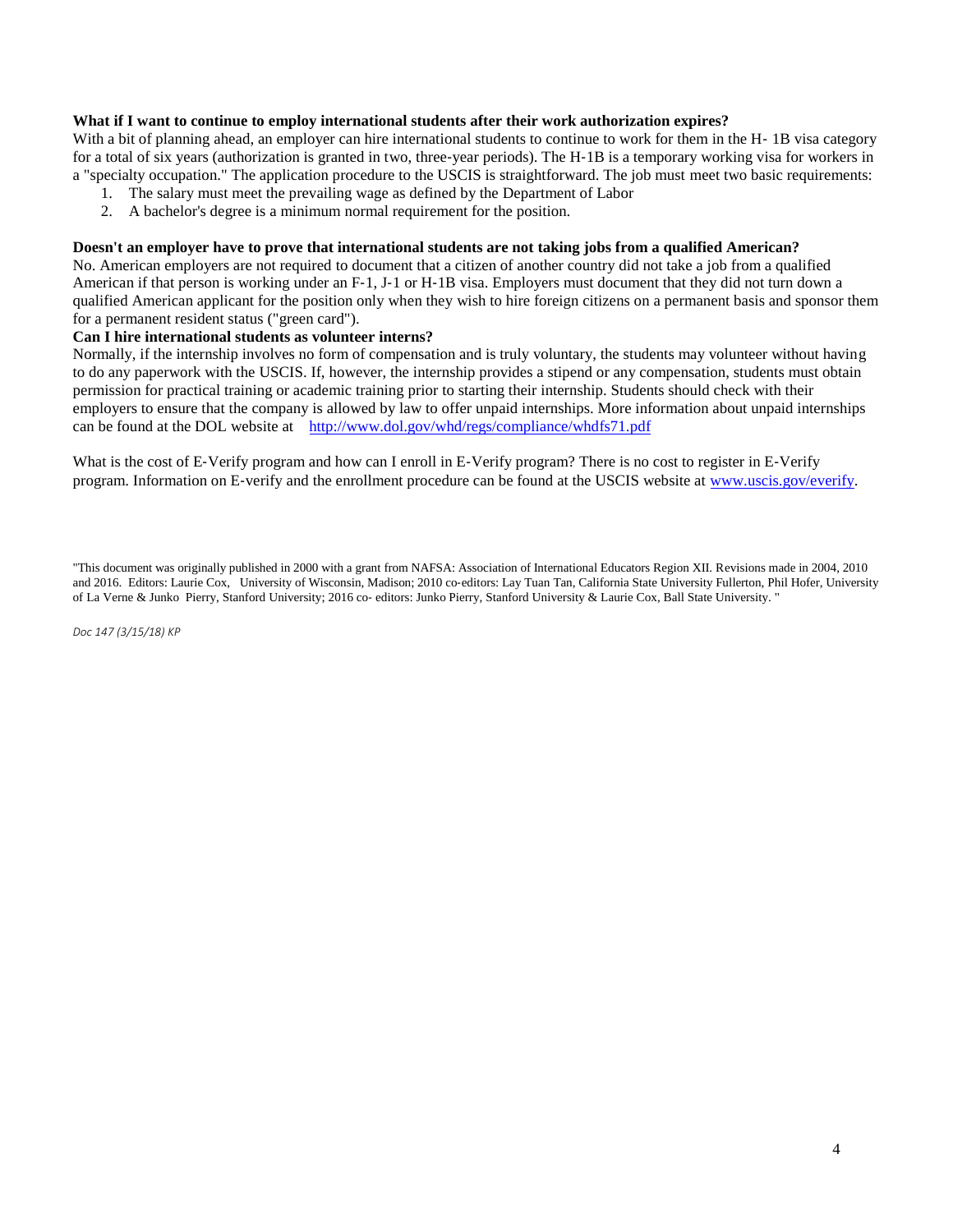**What if I want to continue to employ international students after their work authorization expires?**

With a bit of planning ahead, an employer can hire international students to continue to work for them in the H- 1B visa category for a total of six years (authorization is granted in two, three-year periods). The H-1B is a temporary working visa for workers in a "specialty occupation." The application procedure to the USCIS is straightforward. The job must meet two basic requirements:

1. The salary must meet the prevailing wage as defined by the Department of Labor
2. A bachelor's degree is a minimum normal requirement for the position.

**Doesn't an employer have to prove that international students are not taking jobs from a qualified American?**

No. American employers are not required to document that a citizen of another country did not take a job from a qualified American if that person is working under an F-1, J-1 or H-1B visa. Employers must document that they did not turn down a qualified American applicant for the position only when they wish to hire foreign citizens on a permanent basis and sponsor them for a permanent resident status ("green card").

**Can I hire international students as volunteer interns?**

Normally, if the internship involves no form of compensation and is truly voluntary, the students may volunteer without having to do any paperwork with the USCIS. If, however, the internship provides a stipend or any compensation, students must obtain permission for practical training or academic training prior to starting their internship. Students should check with their employers to ensure that the company is allowed by law to offer unpaid internships. More information about unpaid internships can be found at the DOL website at http://www.dol.gov/whd/regs/compliance/whdfs71.pdf

What is the cost of E-Verify program and how can I enroll in E-Verify program? There is no cost to register in E-Verify program. Information on E-verify and the enrollment procedure can be found at the USCIS website at www.uscis.gov/everify.

"This document was originally published in 2000 with a grant from NAFSA: Association of International Educators Region XII. Revisions made in 2004, 2010 and 2016. Editors: Laurie Cox, University of Wisconsin, Madison; 2010 co-editors: Lay Tuan Tan, California State University Fullerton, Phil Hofer, University of La Verne & Junko Pierry, Stanford University; 2016 co- editors: Junko Pierry, Stanford University & Laurie Cox, Ball State University. "

*Doc 147 (3/15/18) KP*